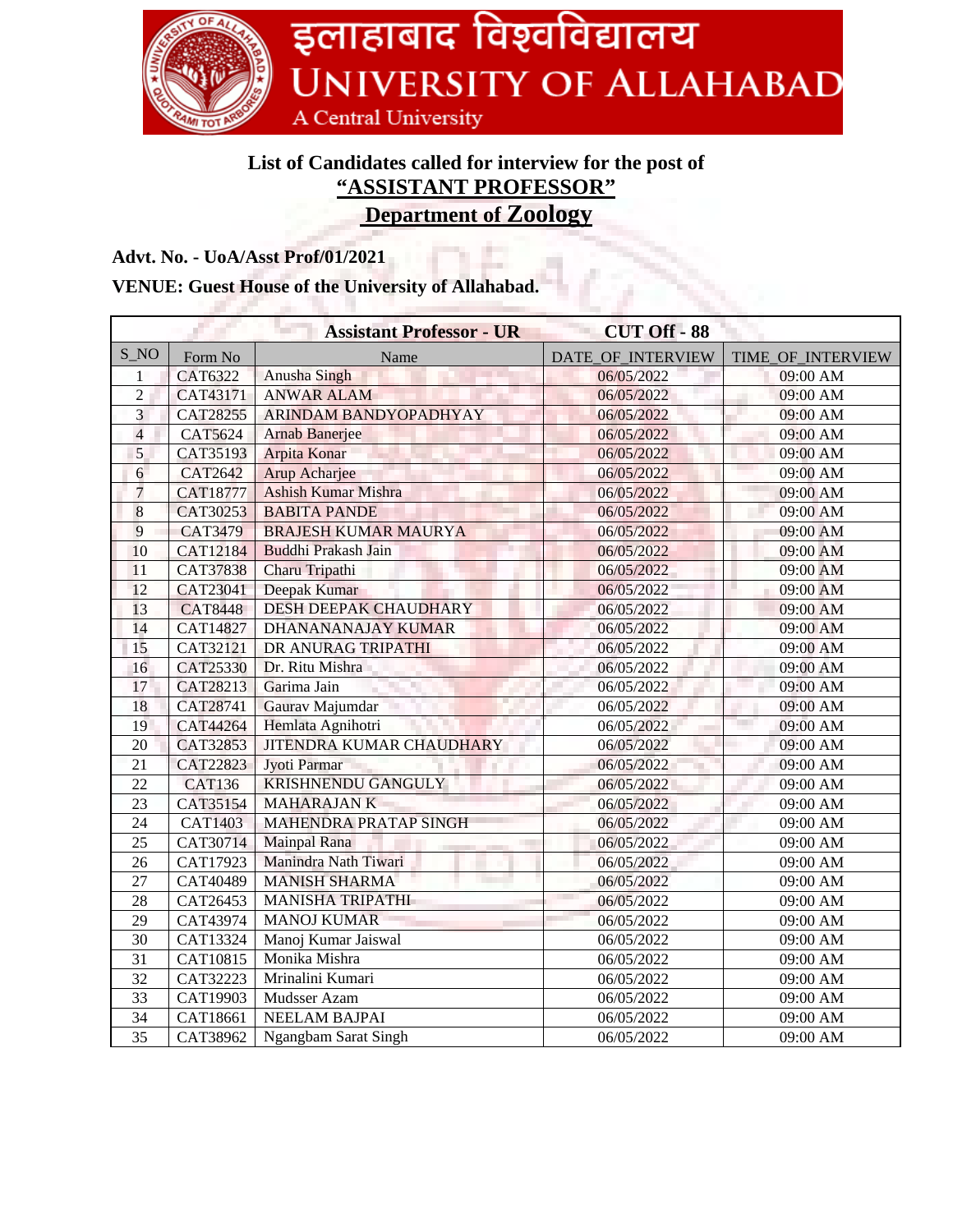# इलाहाबाद विश्वविद्यालय
# UNIVERSITY OF ALLAHABAD
A Central University

## List of Candidates called for interview for the post of
## "ASSISTANT PROFESSOR"
## Department of Zoology

**Advt. No. - UoA/Asst Prof/01/2021**

**VENUE: Guest House of the University of Allahabad.**

| Assistant Professor - UR | | | CUT Off - 88 | |
|---|---|---|---|---|
| S_NO | Form No | Name | DATE_OF_INTERVIEW | TIME_OF_INTERVIEW |
| 1 | CAT6322 | Anusha Singh | 06/05/2022 | 09:00 AM |
| 2 | CAT43171 | ANWAR ALAM | 06/05/2022 | 09:00 AM |
| 3 | CAT28255 | ARINDAM BANDYOPADHYAY | 06/05/2022 | 09:00 AM |
| 4 | CAT5624 | Arnab Banerjee | 06/05/2022 | 09:00 AM |
| 5 | CAT35193 | Arpita Konar | 06/05/2022 | 09:00 AM |
| 6 | CAT2642 | Arup Acharjee | 06/05/2022 | 09:00 AM |
| 7 | CAT18777 | Ashish Kumar Mishra | 06/05/2022 | 09:00 AM |
| 8 | CAT30253 | BABITA PANDE | 06/05/2022 | 09:00 AM |
| 9 | CAT3479 | BRAJESH KUMAR MAURYA | 06/05/2022 | 09:00 AM |
| 10 | CAT12184 | Buddhi Prakash Jain | 06/05/2022 | 09:00 AM |
| 11 | CAT37838 | Charu Tripathi | 06/05/2022 | 09:00 AM |
| 12 | CAT23041 | Deepak Kumar | 06/05/2022 | 09:00 AM |
| 13 | CAT8448 | DESH DEEPAK CHAUDHARY | 06/05/2022 | 09:00 AM |
| 14 | CAT14827 | DHANANANAJAY KUMAR | 06/05/2022 | 09:00 AM |
| 15 | CAT32121 | DR ANURAG TRIPATHI | 06/05/2022 | 09:00 AM |
| 16 | CAT25330 | Dr. Ritu Mishra | 06/05/2022 | 09:00 AM |
| 17 | CAT28213 | Garima Jain | 06/05/2022 | 09:00 AM |
| 18 | CAT28741 | Gaurav Majumdar | 06/05/2022 | 09:00 AM |
| 19 | CAT44264 | Hemlata Agnihotri | 06/05/2022 | 09:00 AM |
| 20 | CAT32853 | JITENDRA KUMAR CHAUDHARY | 06/05/2022 | 09:00 AM |
| 21 | CAT22823 | Jyoti Parmar | 06/05/2022 | 09:00 AM |
| 22 | CAT136 | KRISHNENDU GANGULY | 06/05/2022 | 09:00 AM |
| 23 | CAT35154 | MAHARAJAN K | 06/05/2022 | 09:00 AM |
| 24 | CAT1403 | MAHENDRA PRATAP SINGH | 06/05/2022 | 09:00 AM |
| 25 | CAT30714 | Mainpal Rana | 06/05/2022 | 09:00 AM |
| 26 | CAT17923 | Manindra Nath Tiwari | 06/05/2022 | 09:00 AM |
| 27 | CAT40489 | MANISH SHARMA | 06/05/2022 | 09:00 AM |
| 28 | CAT26453 | MANISHA TRIPATHI | 06/05/2022 | 09:00 AM |
| 29 | CAT43974 | MANOJ KUMAR | 06/05/2022 | 09:00 AM |
| 30 | CAT13324 | Manoj Kumar Jaiswal | 06/05/2022 | 09:00 AM |
| 31 | CAT10815 | Monika Mishra | 06/05/2022 | 09:00 AM |
| 32 | CAT32223 | Mrinalini Kumari | 06/05/2022 | 09:00 AM |
| 33 | CAT19903 | Mudsser Azam | 06/05/2022 | 09:00 AM |
| 34 | CAT18661 | NEELAM BAJPAI | 06/05/2022 | 09:00 AM |
| 35 | CAT38962 | Ngangbam Sarat Singh | 06/05/2022 | 09:00 AM |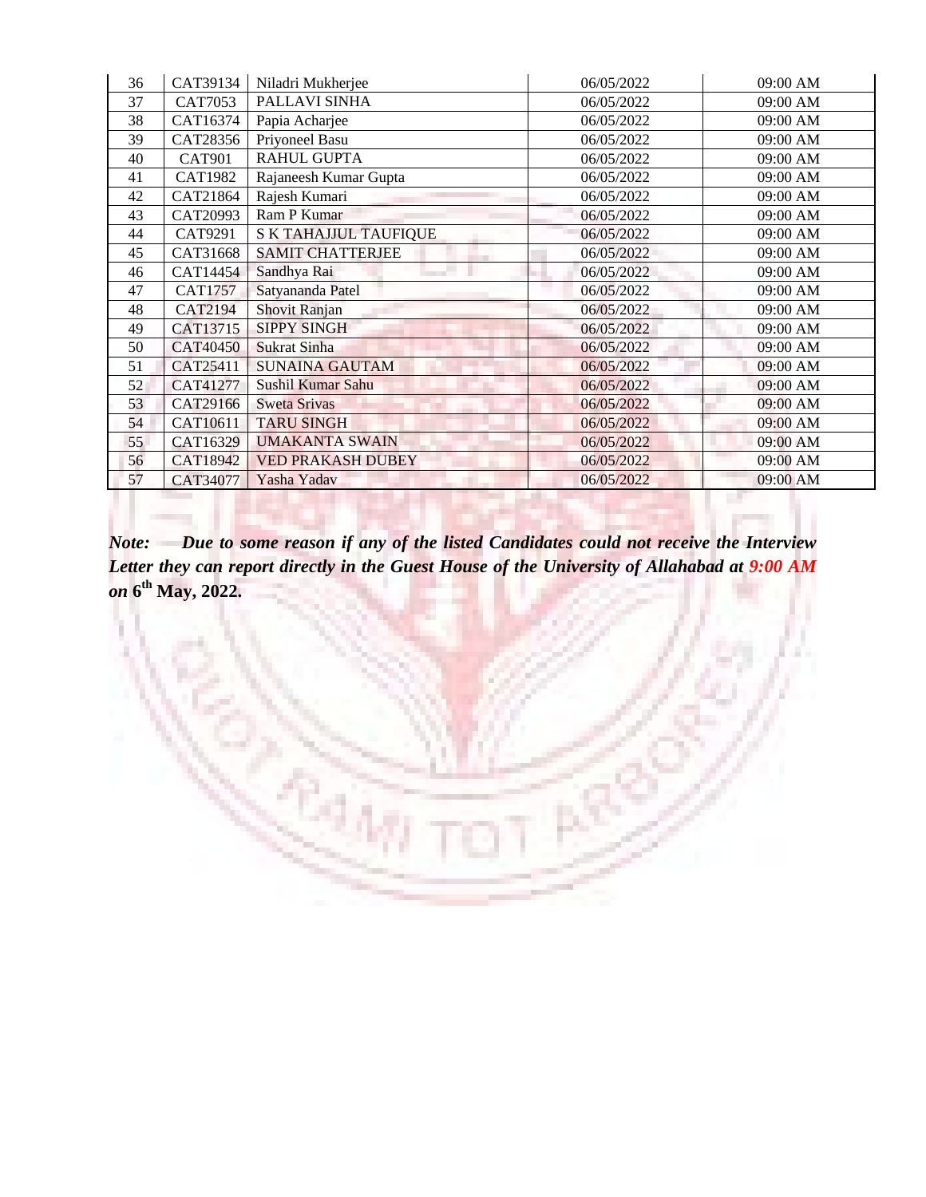| | | | | |
|---|---|---|---|---|
| 36 | CAT39134 | Niladri Mukherjee | 06/05/2022 | 09:00 AM |
| 37 | CAT7053 | PALLAVI SINHA | 06/05/2022 | 09:00 AM |
| 38 | CAT16374 | Papia Acharjee | 06/05/2022 | 09:00 AM |
| 39 | CAT28356 | Priyoneel Basu | 06/05/2022 | 09:00 AM |
| 40 | CAT901 | RAHUL GUPTA | 06/05/2022 | 09:00 AM |
| 41 | CAT1982 | Rajaneesh Kumar Gupta | 06/05/2022 | 09:00 AM |
| 42 | CAT21864 | Rajesh Kumari | 06/05/2022 | 09:00 AM |
| 43 | CAT20993 | Ram P Kumar | 06/05/2022 | 09:00 AM |
| 44 | CAT9291 | S K TAHAJJUL TAUFIQUE | 06/05/2022 | 09:00 AM |
| 45 | CAT31668 | SAMIT CHATTERJEE | 06/05/2022 | 09:00 AM |
| 46 | CAT14454 | Sandhya Rai | 06/05/2022 | 09:00 AM |
| 47 | CAT1757 | Satyananda Patel | 06/05/2022 | 09:00 AM |
| 48 | CAT2194 | Shovit Ranjan | 06/05/2022 | 09:00 AM |
| 49 | CAT13715 | SIPPY SINGH | 06/05/2022 | 09:00 AM |
| 50 | CAT40450 | Sukrat Sinha | 06/05/2022 | 09:00 AM |
| 51 | CAT25411 | SUNAINA GAUTAM | 06/05/2022 | 09:00 AM |
| 52 | CAT41277 | Sushil Kumar Sahu | 06/05/2022 | 09:00 AM |
| 53 | CAT29166 | Sweta Srivas | 06/05/2022 | 09:00 AM |
| 54 | CAT10611 | TARU SINGH | 06/05/2022 | 09:00 AM |
| 55 | CAT16329 | UMAKANTA SWAIN | 06/05/2022 | 09:00 AM |
| 56 | CAT18942 | VED PRAKASH DUBEY | 06/05/2022 | 09:00 AM |
| 57 | CAT34077 | Yasha Yadav | 06/05/2022 | 09:00 AM |

***Note:*** ***Due to some reason if any of the listed Candidates could not receive the Interview Letter they can report directly in the Guest House of the University of Allahabad at 9:00 AM on* 6th May, 2022.**